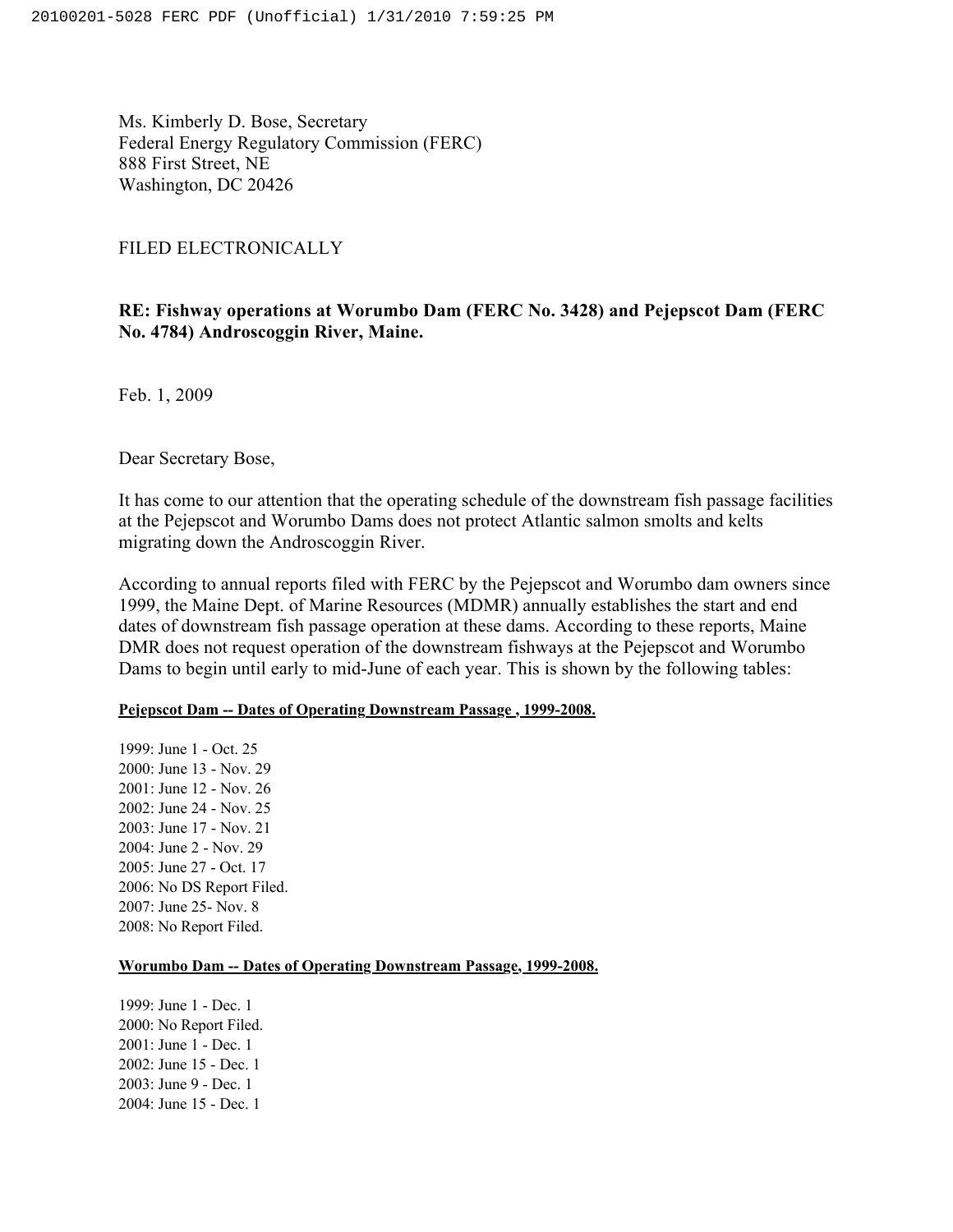Ms. Kimberly D. Bose, Secretary
Federal Energy Regulatory Commission (FERC)
888 First Street, NE
Washington, DC 20426

FILED ELECTRONICALLY

**RE: Fishway operations at Worumbo Dam (FERC No. 3428) and Pejepscot Dam (FERC No. 4784) Androscoggin River, Maine.**

Feb. 1, 2009

Dear Secretary Bose,

It has come to our attention that the operating schedule of the downstream fish passage facilities at the Pejepscot and Worumbo Dams does not protect Atlantic salmon smolts and kelts migrating down the Androscoggin River.

According to annual reports filed with FERC by the Pejepscot and Worumbo dam owners since 1999, the Maine Dept. of Marine Resources (MDMR) annually establishes the start and end dates of downstream fish passage operation at these dams. According to these reports, Maine DMR does not request operation of the downstream fishways at the Pejepscot and Worumbo Dams to begin until early to mid-June of each year. This is shown by the following tables:

**Pejepscot Dam -- Dates of Operating Downstream Passage , 1999-2008.**

1999: June 1 - Oct. 25
2000: June 13 - Nov. 29
2001: June 12 - Nov. 26
2002: June 24 - Nov. 25
2003: June 17 - Nov. 21
2004: June 2 - Nov. 29
2005: June 27 - Oct. 17
2006: No DS Report Filed.
2007: June 25- Nov. 8
2008: No Report Filed.

**Worumbo Dam -- Dates of Operating Downstream Passage, 1999-2008.**

1999: June 1 - Dec. 1
2000: No Report Filed.
2001: June 1 - Dec. 1
2002: June 15 - Dec. 1
2003: June 9 - Dec. 1
2004: June 15 - Dec. 1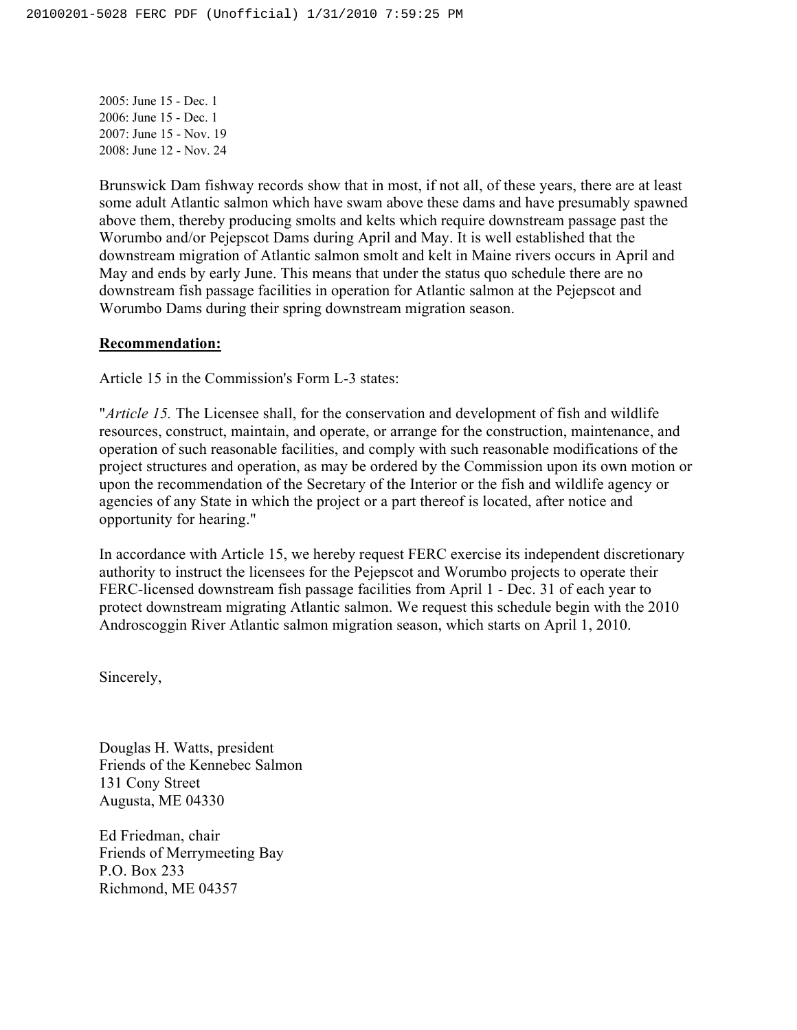2005: June 15 - Dec. 1  
2006: June 15 - Dec. 1  
2007: June 15 - Nov. 19  
2008: June 12 - Nov. 24

Brunswick Dam fishway records show that in most, if not all, of these years, there are at least some adult Atlantic salmon which have swam above these dams and have presumably spawned above them, thereby producing smolts and kelts which require downstream passage past the Worumbo and/or Pejepscot Dams during April and May. It is well established that the downstream migration of Atlantic salmon smolt and kelt in Maine rivers occurs in April and May and ends by early June. This means that under the status quo schedule there are no downstream fish passage facilities in operation for Atlantic salmon at the Pejepscot and Worumbo Dams during their spring downstream migration season.

**Recommendation:**

Article 15 in the Commission's Form L-3 states:

"*Article 15.* The Licensee shall, for the conservation and development of fish and wildlife resources, construct, maintain, and operate, or arrange for the construction, maintenance, and operation of such reasonable facilities, and comply with such reasonable modifications of the project structures and operation, as may be ordered by the Commission upon its own motion or upon the recommendation of the Secretary of the Interior or the fish and wildlife agency or agencies of any State in which the project or a part thereof is located, after notice and opportunity for hearing."

In accordance with Article 15, we hereby request FERC exercise its independent discretionary authority to instruct the licensees for the Pejepscot and Worumbo projects to operate their FERC-licensed downstream fish passage facilities from April 1 - Dec. 31 of each year to protect downstream migrating Atlantic salmon. We request this schedule begin with the 2010 Androscoggin River Atlantic salmon migration season, which starts on April 1, 2010.

Sincerely,

Douglas H. Watts, president  
Friends of the Kennebec Salmon  
131 Cony Street  
Augusta, ME 04330

Ed Friedman, chair  
Friends of Merrymeeting Bay  
P.O. Box 233  
Richmond, ME 04357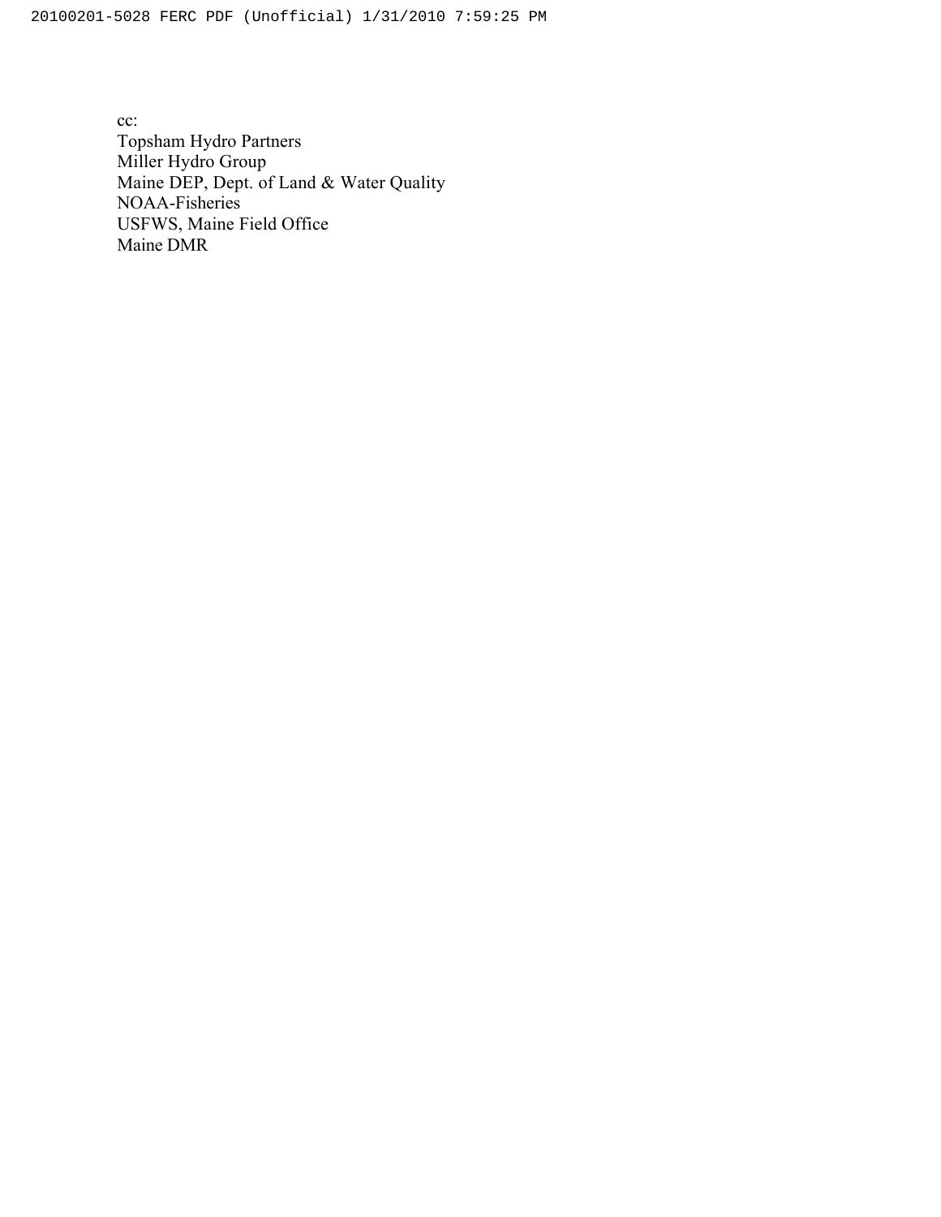cc:
Topsham Hydro Partners
Miller Hydro Group
Maine DEP, Dept. of Land & Water Quality
NOAA-Fisheries
USFWS, Maine Field Office
Maine DMR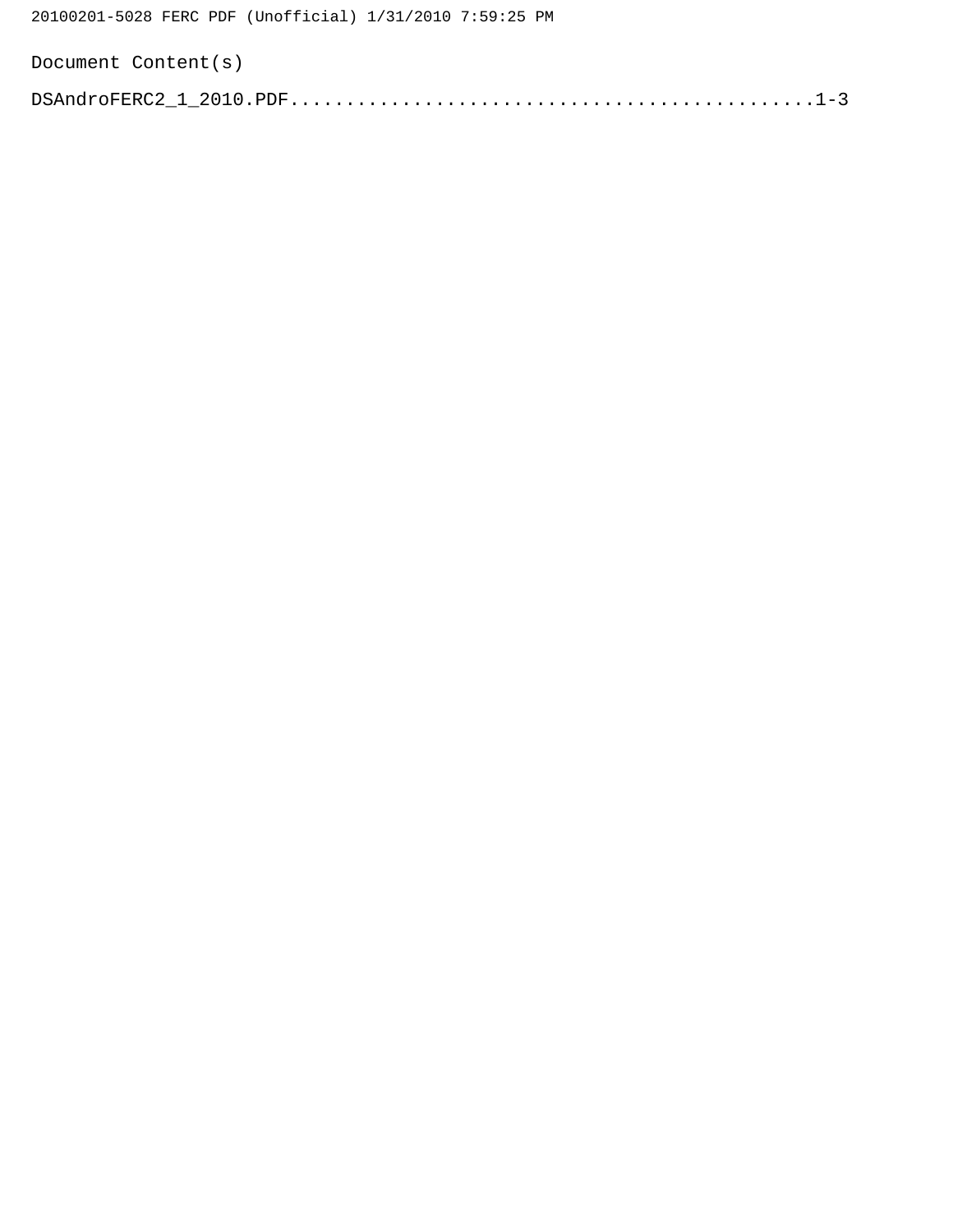Document Content(s)

DSAndroFERC2_1_2010.PDF.............................................1-3